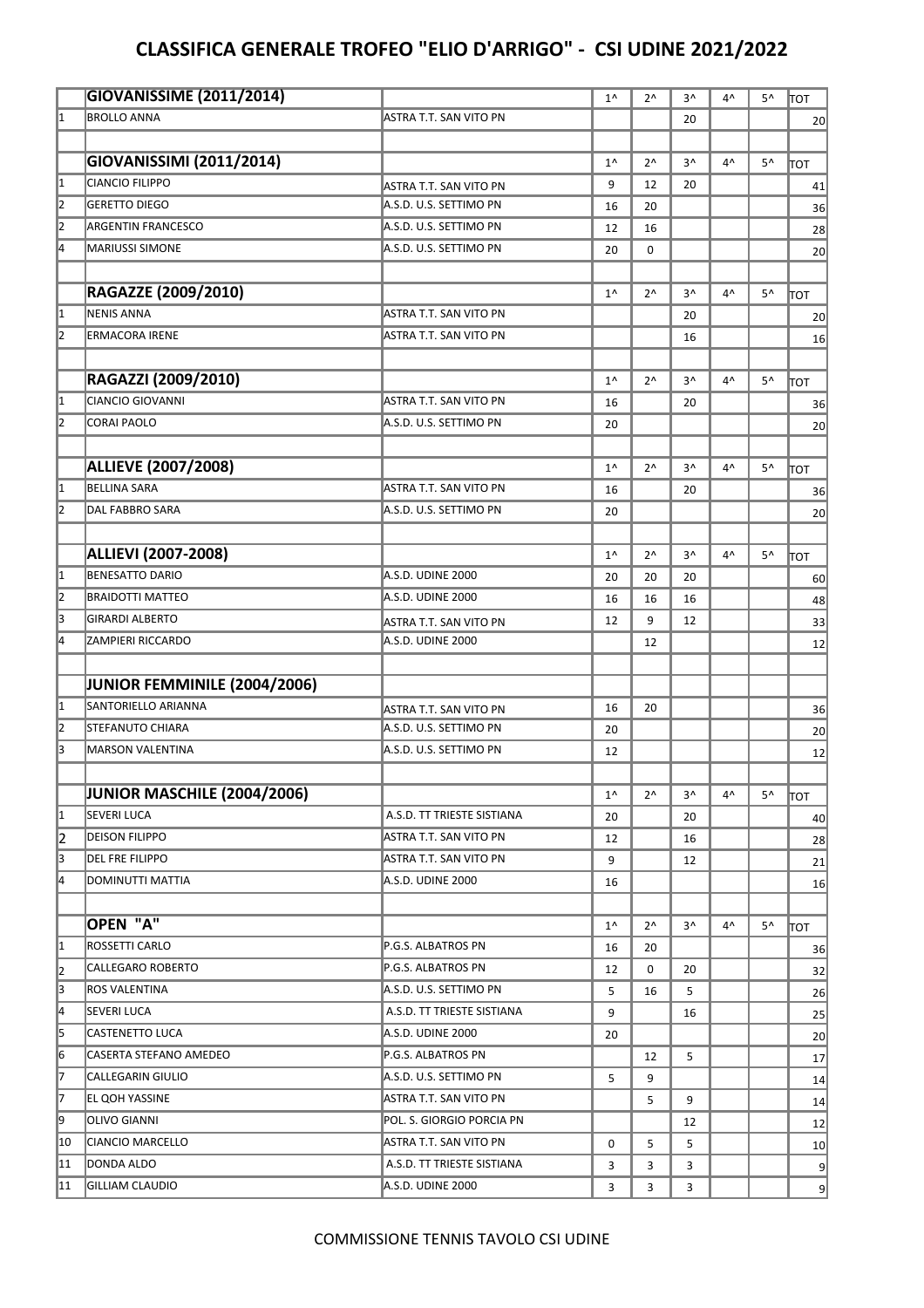# CLASSIFICA GENERALE TROFEO "ELIO D'ARRIGO" - CSI UDINE 2021/2022

| | GIOVANISSIME (2011/2014) | | 1^ | 2^ | 3^ | 4^ | 5^ | TOT |
|---|---|---|---|---|---|---|---|---|
| 1 | BROLLO ANNA | ASTRA T.T. SAN VITO PN | | | 20 | | | 20 |
| | | | | | | | | |
| | **GIOVANISSIMI (2011/2014)** | | 1^ | 2^ | 3^ | 4^ | 5^ | TOT |
| 1 | CIANCIO FILIPPO | ASTRA T.T. SAN VITO PN | 9 | 12 | 20 | | | 41 |
| 2 | GERETTO DIEGO | A.S.D. U.S. SETTIMO PN | 16 | 20 | | | | 36 |
| 2 | ARGENTIN FRANCESCO | A.S.D. U.S. SETTIMO PN | 12 | 16 | | | | 28 |
| 4 | MARIUSSI SIMONE | A.S.D. U.S. SETTIMO PN | 20 | 0 | | | | 20 |
| | | | | | | | | |
| | **RAGAZZE (2009/2010)** | | 1^ | 2^ | 3^ | 4^ | 5^ | TOT |
| 1 | NENIS ANNA | ASTRA T.T. SAN VITO PN | | | 20 | | | 20 |
| 2 | ERMACORA IRENE | ASTRA T.T. SAN VITO PN | | | 16 | | | 16 |
| | | | | | | | | |
| | **RAGAZZI (2009/2010)** | | 1^ | 2^ | 3^ | 4^ | 5^ | TOT |
| 1 | CIANCIO GIOVANNI | ASTRA T.T. SAN VITO PN | 16 | | 20 | | | 36 |
| 2 | CORAI PAOLO | A.S.D. U.S. SETTIMO PN | 20 | | | | | 20 |
| | | | | | | | | |
| | **ALLIEVE (2007/2008)** | | 1^ | 2^ | 3^ | 4^ | 5^ | TOT |
| 1 | BELLINA SARA | ASTRA T.T. SAN VITO PN | 16 | | 20 | | | 36 |
| 2 | DAL FABBRO SARA | A.S.D. U.S. SETTIMO PN | 20 | | | | | 20 |
| | | | | | | | | |
| | **ALLIEVI (2007-2008)** | | 1^ | 2^ | 3^ | 4^ | 5^ | TOT |
| 1 | BENESATTO DARIO | A.S.D. UDINE 2000 | 20 | 20 | 20 | | | 60 |
| 2 | BRAIDOTTI MATTEO | A.S.D. UDINE 2000 | 16 | 16 | 16 | | | 48 |
| 3 | GIRARDI ALBERTO | ASTRA T.T. SAN VITO PN | 12 | 9 | 12 | | | 33 |
| 4 | ZAMPIERI RICCARDO | A.S.D. UDINE 2000 | | 12 | | | | 12 |
| | | | | | | | | |
| | **JUNIOR FEMMINILE (2004/2006)** | | | | | | | |
| 1 | SANTORIELLO ARIANNA | ASTRA T.T. SAN VITO PN | 16 | 20 | | | | 36 |
| 2 | STEFANUTO CHIARA | A.S.D. U.S. SETTIMO PN | 20 | | | | | 20 |
| 3 | MARSON VALENTINA | A.S.D. U.S. SETTIMO PN | 12 | | | | | 12 |
| | | | | | | | | |
| | **JUNIOR MASCHILE (2004/2006)** | | 1^ | 2^ | 3^ | 4^ | 5^ | TOT |
| 1 | SEVERI LUCA | A.S.D. TT TRIESTE SISTIANA | 20 | | 20 | | | 40 |
| 2 | DEISON FILIPPO | ASTRA T.T. SAN VITO PN | 12 | | 16 | | | 28 |
| 3 | DEL FRE FILIPPO | ASTRA T.T. SAN VITO PN | 9 | | 12 | | | 21 |
| 4 | DOMINUTTI MATTIA | A.S.D. UDINE 2000 | 16 | | | | | 16 |
| | | | | | | | | |
| | **OPEN "A"** | | 1^ | 2^ | 3^ | 4^ | 5^ | TOT |
| 1 | ROSSETTI CARLO | P.G.S. ALBATROS PN | 16 | 20 | | | | 36 |
| 2 | CALLEGARO ROBERTO | P.G.S. ALBATROS PN | 12 | 0 | 20 | | | 32 |
| 3 | ROS VALENTINA | A.S.D. U.S. SETTIMO PN | 5 | 16 | 5 | | | 26 |
| 4 | SEVERI LUCA | A.S.D. TT TRIESTE SISTIANA | 9 | | 16 | | | 25 |
| 5 | CASTENETTO LUCA | A.S.D. UDINE 2000 | 20 | | | | | 20 |
| 6 | CASERTA STEFANO AMEDEO | P.G.S. ALBATROS PN | | 12 | 5 | | | 17 |
| 7 | CALLEGARIN GIULIO | A.S.D. U.S. SETTIMO PN | 5 | 9 | | | | 14 |
| 7 | EL QOH YASSINE | ASTRA T.T. SAN VITO PN | | 5 | 9 | | | 14 |
| 9 | OLIVO GIANNI | POL. S. GIORGIO PORCIA PN | | | 12 | | | 12 |
| 10 | CIANCIO MARCELLO | ASTRA T.T. SAN VITO PN | 0 | 5 | 5 | | | 10 |
| 11 | DONDA ALDO | A.S.D. TT TRIESTE SISTIANA | 3 | 3 | 3 | | | 9 |
| 11 | GILLIAM CLAUDIO | A.S.D. UDINE 2000 | 3 | 3 | 3 | | | 9 |

COMMISSIONE TENNIS TAVOLO CSI UDINE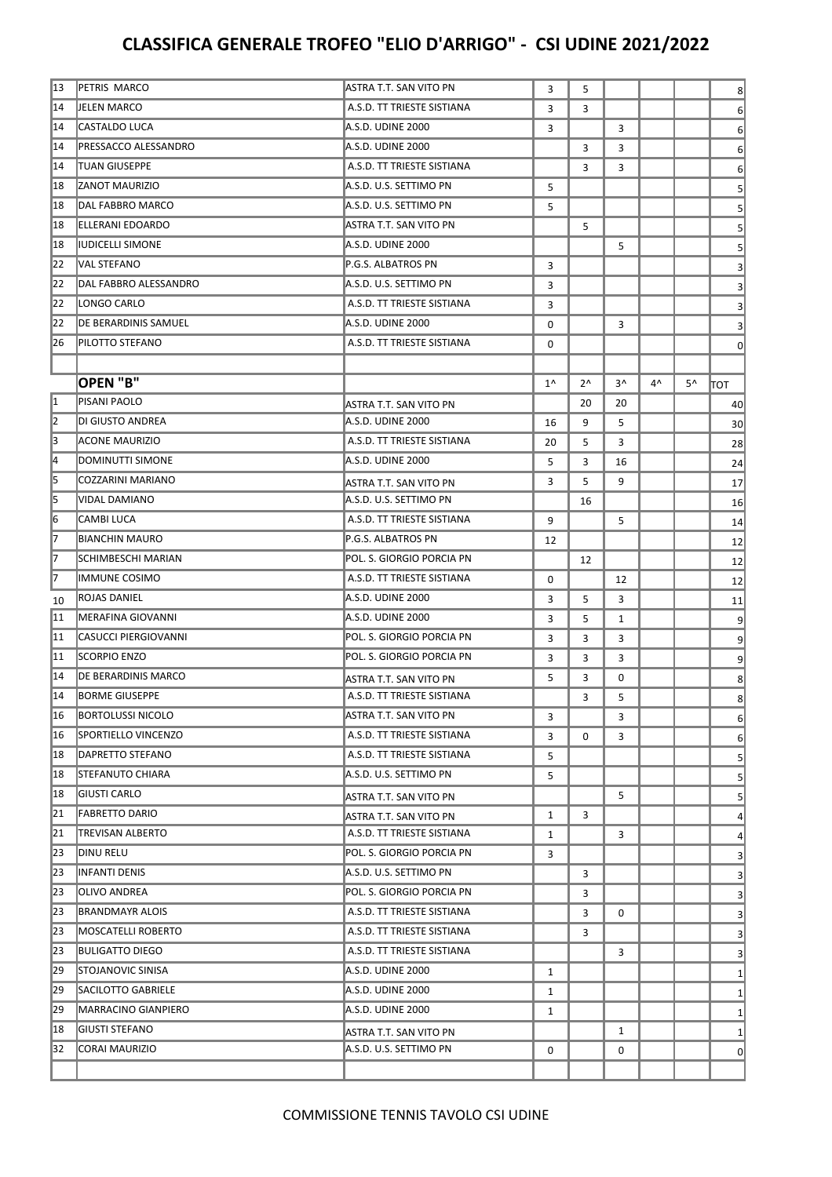# CLASSIFICA GENERALE TROFEO "ELIO D'ARRIGO" - CSI UDINE 2021/2022

| | | | | | | | | |
|---|---|---|---|---|---|---|---|---|
| 13 | PETRIS MARCO | ASTRA T.T. SAN VITO PN | 3 | 5 | | | | 8 |
| 14 | JELEN MARCO | A.S.D. TT TRIESTE SISTIANA | 3 | 3 | | | | 6 |
| 14 | CASTALDO LUCA | A.S.D. UDINE 2000 | 3 | | 3 | | | 6 |
| 14 | PRESSACCO ALESSANDRO | A.S.D. UDINE 2000 | | 3 | 3 | | | 6 |
| 14 | TUAN GIUSEPPE | A.S.D. TT TRIESTE SISTIANA | | 3 | 3 | | | 6 |
| 18 | ZANOT MAURIZIO | A.S.D. U.S. SETTIMO PN | 5 | | | | | 5 |
| 18 | DAL FABBRO MARCO | A.S.D. U.S. SETTIMO PN | 5 | | | | | 5 |
| 18 | ELLERANI EDOARDO | ASTRA T.T. SAN VITO PN | | 5 | | | | 5 |
| 18 | IUDICELLI SIMONE | A.S.D. UDINE 2000 | | | 5 | | | 5 |
| 22 | VAL STEFANO | P.G.S. ALBATROS PN | 3 | | | | | 3 |
| 22 | DAL FABBRO ALESSANDRO | A.S.D. U.S. SETTIMO PN | 3 | | | | | 3 |
| 22 | LONGO CARLO | A.S.D. TT TRIESTE SISTIANA | 3 | | | | | 3 |
| 22 | DE BERARDINIS SAMUEL | A.S.D. UDINE 2000 | 0 | | 3 | | | 3 |
| 26 | PILOTTO STEFANO | A.S.D. TT TRIESTE SISTIANA | 0 | | | | | 0 |
| | | | | | | | | |
| | **OPEN "B"** | | 1^ | 2^ | 3^ | 4^ | 5^ | TOT |
| 1 | PISANI PAOLO | ASTRA T.T. SAN VITO PN | | 20 | 20 | | | 40 |
| 2 | DI GIUSTO ANDREA | A.S.D. UDINE 2000 | 16 | 9 | 5 | | | 30 |
| 3 | ACONE MAURIZIO | A.S.D. TT TRIESTE SISTIANA | 20 | 5 | 3 | | | 28 |
| 4 | DOMINUTTI SIMONE | A.S.D. UDINE 2000 | 5 | 3 | 16 | | | 24 |
| 5 | COZZARINI MARIANO | ASTRA T.T. SAN VITO PN | 3 | 5 | 9 | | | 17 |
| 5 | VIDAL DAMIANO | A.S.D. U.S. SETTIMO PN | | 16 | | | | 16 |
| 6 | CAMBI LUCA | A.S.D. TT TRIESTE SISTIANA | 9 | | 5 | | | 14 |
| 7 | BIANCHIN MAURO | P.G.S. ALBATROS PN | 12 | | | | | 12 |
| 7 | SCHIMBESCHI MARIAN | POL. S. GIORGIO PORCIA PN | | 12 | | | | 12 |
| 7 | IMMUNE COSIMO | A.S.D. TT TRIESTE SISTIANA | 0 | | 12 | | | 12 |
| 10 | ROJAS DANIEL | A.S.D. UDINE 2000 | 3 | 5 | 3 | | | 11 |
| 11 | MERAFINA GIOVANNI | A.S.D. UDINE 2000 | 3 | 5 | 1 | | | 9 |
| 11 | CASUCCI PIERGIOVANNI | POL. S. GIORGIO PORCIA PN | 3 | 3 | 3 | | | 9 |
| 11 | SCORPIO ENZO | POL. S. GIORGIO PORCIA PN | 3 | 3 | 3 | | | 9 |
| 14 | DE BERARDINIS MARCO | ASTRA T.T. SAN VITO PN | 5 | 3 | 0 | | | 8 |
| 14 | BORME GIUSEPPE | A.S.D. TT TRIESTE SISTIANA | | 3 | 5 | | | 8 |
| 16 | BORTOLUSSI NICOLO | ASTRA T.T. SAN VITO PN | 3 | | 3 | | | 6 |
| 16 | SPORTIELLO VINCENZO | A.S.D. TT TRIESTE SISTIANA | 3 | 0 | 3 | | | 6 |
| 18 | DAPRETTO STEFANO | A.S.D. TT TRIESTE SISTIANA | 5 | | | | | 5 |
| 18 | STEFANUTO CHIARA | A.S.D. U.S. SETTIMO PN | 5 | | | | | 5 |
| 18 | GIUSTI CARLO | ASTRA T.T. SAN VITO PN | | | 5 | | | 5 |
| 21 | FABRETTO DARIO | ASTRA T.T. SAN VITO PN | 1 | 3 | | | | 4 |
| 21 | TREVISAN ALBERTO | A.S.D. TT TRIESTE SISTIANA | 1 | | 3 | | | 4 |
| 23 | DINU RELU | POL. S. GIORGIO PORCIA PN | 3 | | | | | 3 |
| 23 | INFANTI DENIS | A.S.D. U.S. SETTIMO PN | | 3 | | | | 3 |
| 23 | OLIVO ANDREA | POL. S. GIORGIO PORCIA PN | | 3 | | | | 3 |
| 23 | BRANDMAYR ALOIS | A.S.D. TT TRIESTE SISTIANA | | 3 | 0 | | | 3 |
| 23 | MOSCATELLI ROBERTO | A.S.D. TT TRIESTE SISTIANA | | 3 | | | | 3 |
| 23 | BULIGATTO DIEGO | A.S.D. TT TRIESTE SISTIANA | | | 3 | | | 3 |
| 29 | STOJANOVIC SINISA | A.S.D. UDINE 2000 | 1 | | | | | 1 |
| 29 | SACILOTTO GABRIELE | A.S.D. UDINE 2000 | 1 | | | | | 1 |
| 29 | MARRACINO GIANPIERO | A.S.D. UDINE 2000 | 1 | | | | | 1 |
| 18 | GIUSTI STEFANO | ASTRA T.T. SAN VITO PN | | | 1 | | | 1 |
| 32 | CORAI MAURIZIO | A.S.D. U.S. SETTIMO PN | 0 | | 0 | | | 0 |
| | | | | | | | | |

COMMISSIONE TENNIS TAVOLO CSI UDINE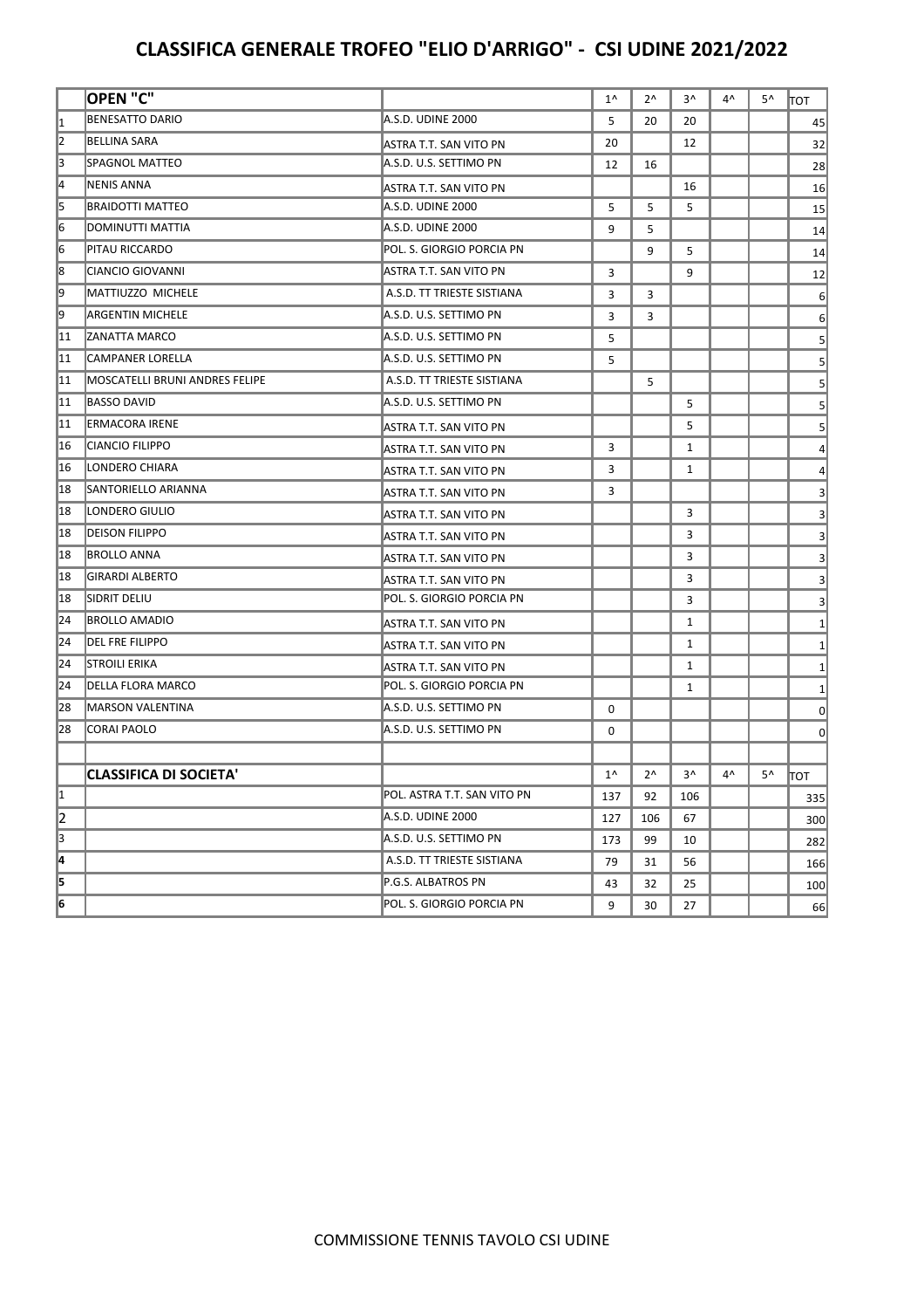# CLASSIFICA GENERALE TROFEO "ELIO D'ARRIGO" - CSI UDINE 2021/2022

| | OPEN "C" | | 1^ | 2^ | 3^ | 4^ | 5^ | TOT |
|---|---|---|---|---|---|---|---|---|
| 1 | BENESATTO DARIO | A.S.D. UDINE 2000 | 5 | 20 | 20 | | | 45 |
| 2 | BELLINA SARA | ASTRA T.T. SAN VITO PN | 20 | | 12 | | | 32 |
| 3 | SPAGNOL MATTEO | A.S.D. U.S. SETTIMO PN | 12 | 16 | | | | 28 |
| 4 | NENIS ANNA | ASTRA T.T. SAN VITO PN | | | 16 | | | 16 |
| 5 | BRAIDOTTI MATTEO | A.S.D. UDINE 2000 | 5 | 5 | 5 | | | 15 |
| 6 | DOMINUTTI MATTIA | A.S.D. UDINE 2000 | 9 | 5 | | | | 14 |
| 6 | PITAU RICCARDO | POL. S. GIORGIO PORCIA PN | | 9 | 5 | | | 14 |
| 8 | CIANCIO GIOVANNI | ASTRA T.T. SAN VITO PN | 3 | | 9 | | | 12 |
| 9 | MATTIUZZO MICHELE | A.S.D. TT TRIESTE SISTIANA | 3 | 3 | | | | 6 |
| 9 | ARGENTIN MICHELE | A.S.D. U.S. SETTIMO PN | 3 | 3 | | | | 6 |
| 11 | ZANATTA MARCO | A.S.D. U.S. SETTIMO PN | 5 | | | | | 5 |
| 11 | CAMPANER LORELLA | A.S.D. U.S. SETTIMO PN | 5 | | | | | 5 |
| 11 | MOSCATELLI BRUNI ANDRES FELIPE | A.S.D. TT TRIESTE SISTIANA | | 5 | | | | 5 |
| 11 | BASSO DAVID | A.S.D. U.S. SETTIMO PN | | | 5 | | | 5 |
| 11 | ERMACORA IRENE | ASTRA T.T. SAN VITO PN | | | 5 | | | 5 |
| 16 | CIANCIO FILIPPO | ASTRA T.T. SAN VITO PN | 3 | | 1 | | | 4 |
| 16 | LONDERO CHIARA | ASTRA T.T. SAN VITO PN | 3 | | 1 | | | 4 |
| 18 | SANTORIELLO ARIANNA | ASTRA T.T. SAN VITO PN | 3 | | | | | 3 |
| 18 | LONDERO GIULIO | ASTRA T.T. SAN VITO PN | | | 3 | | | 3 |
| 18 | DEISON FILIPPO | ASTRA T.T. SAN VITO PN | | | 3 | | | 3 |
| 18 | BROLLO ANNA | ASTRA T.T. SAN VITO PN | | | 3 | | | 3 |
| 18 | GIRARDI ALBERTO | ASTRA T.T. SAN VITO PN | | | 3 | | | 3 |
| 18 | SIDRIT DELIU | POL. S. GIORGIO PORCIA PN | | | 3 | | | 3 |
| 24 | BROLLO AMADIO | ASTRA T.T. SAN VITO PN | | | 1 | | | 1 |
| 24 | DEL FRE FILIPPO | ASTRA T.T. SAN VITO PN | | | 1 | | | 1 |
| 24 | STROILI ERIKA | ASTRA T.T. SAN VITO PN | | | 1 | | | 1 |
| 24 | DELLA FLORA MARCO | POL. S. GIORGIO PORCIA PN | | | 1 | | | 1 |
| 28 | MARSON VALENTINA | A.S.D. U.S. SETTIMO PN | 0 | | | | | 0 |
| 28 | CORAI PAOLO | A.S.D. U.S. SETTIMO PN | 0 | | | | | 0 |
| | | | | | | | | |
| | **CLASSIFICA DI SOCIETA'** | | 1^ | 2^ | 3^ | 4^ | 5^ | TOT |
| 1 | | POL. ASTRA T.T. SAN VITO PN | 137 | 92 | 106 | | | 335 |
| 2 | | A.S.D. UDINE 2000 | 127 | 106 | 67 | | | 300 |
| 3 | | A.S.D. U.S. SETTIMO PN | 173 | 99 | 10 | | | 282 |
| 4 | | A.S.D. TT TRIESTE SISTIANA | 79 | 31 | 56 | | | 166 |
| 5 | | P.G.S. ALBATROS PN | 43 | 32 | 25 | | | 100 |
| 6 | | POL. S. GIORGIO PORCIA PN | 9 | 30 | 27 | | | 66 |

COMMISSIONE TENNIS TAVOLO CSI UDINE